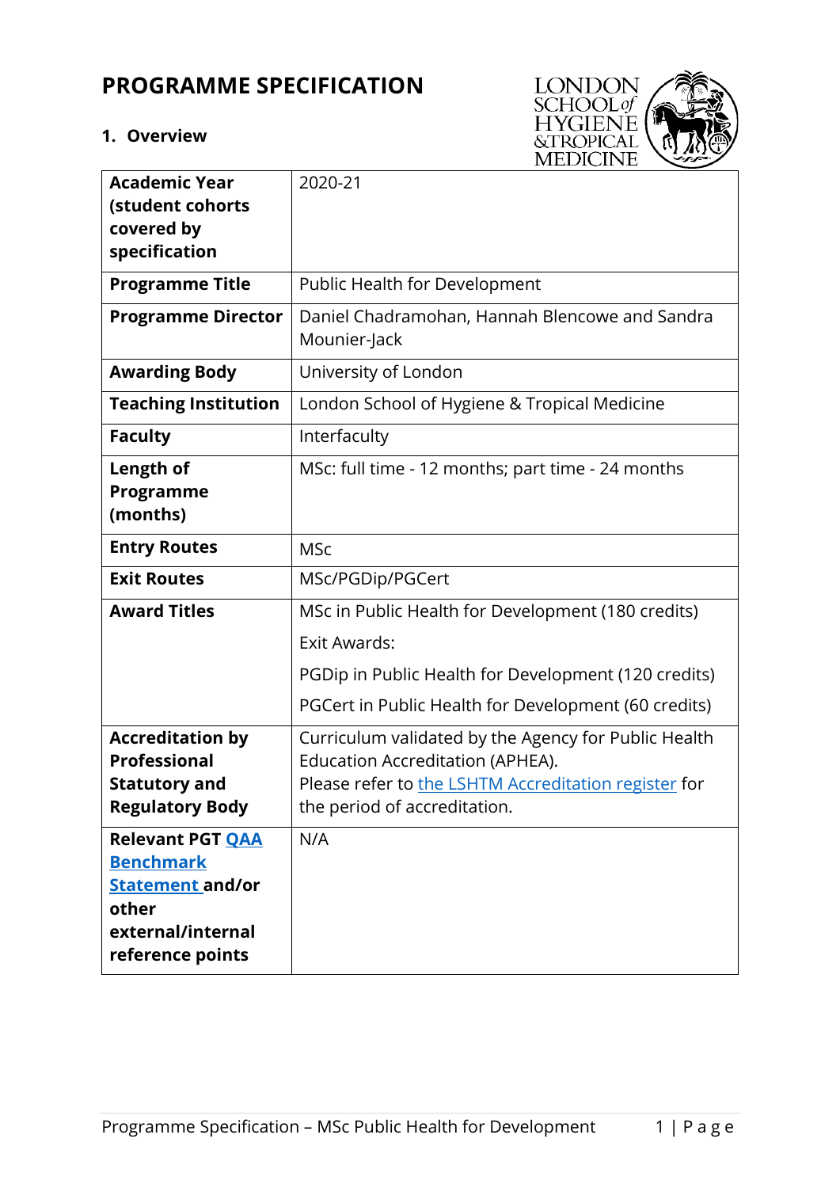# PROGRAMME SPECIFICATION

## 1. Overview

| | |
|---|---|
| **Academic Year (student cohorts covered by specification** | 2020-21 |
| **Programme Title** | Public Health for Development |
| **Programme Director** | Daniel Chadramohan, Hannah Blencowe and Sandra Mounier-Jack |
| **Awarding Body** | University of London |
| **Teaching Institution** | London School of Hygiene & Tropical Medicine |
| **Faculty** | Interfaculty |
| **Length of Programme (months)** | MSc: full time - 12 months; part time - 24 months |
| **Entry Routes** | MSc |
| **Exit Routes** | MSc/PGDip/PGCert |
| **Award Titles** | MSc in Public Health for Development (180 credits)<br>Exit Awards:<br>PGDip in Public Health for Development (120 credits)<br>PGCert in Public Health for Development (60 credits) |
| **Accreditation by Professional Statutory and Regulatory Body** | Curriculum validated by the Agency for Public Health Education Accreditation (APHEA).<br>Please refer to the LSHTM Accreditation register for the period of accreditation. |
| **Relevant PGT QAA Benchmark Statement and/or other external/internal reference points** | N/A |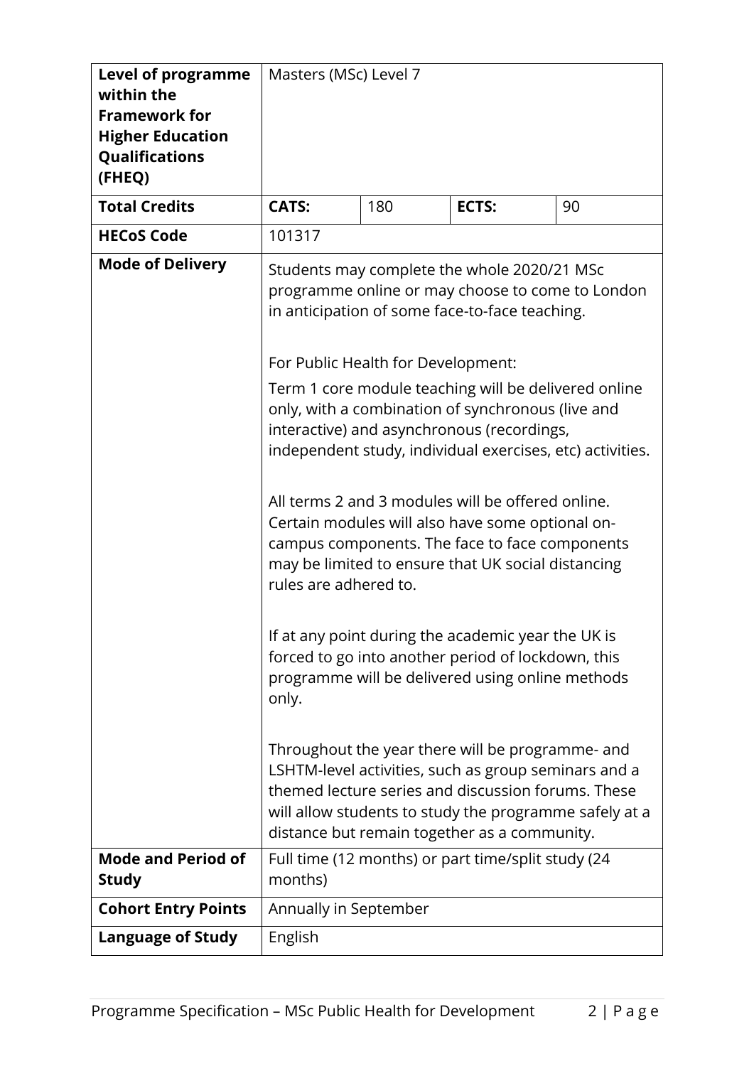| Level of programme within the Framework for Higher Education Qualifications (FHEQ) | Masters (MSc) Level 7 | | | |
|---|---|---|---|---|
| **Total Credits** | **CATS:** | 180 | **ECTS:** | 90 |
| **HECoS Code** | 101317 | | | |
| **Mode of Delivery** | Students may complete the whole 2020/21 MSc programme online or may choose to come to London in anticipation of some face-to-face teaching.<br><br>For Public Health for Development:<br>Term 1 core module teaching will be delivered online only, with a combination of synchronous (live and interactive) and asynchronous (recordings, independent study, individual exercises, etc) activities.<br><br>All terms 2 and 3 modules will be offered online. Certain modules will also have some optional on-campus components. The face to face components may be limited to ensure that UK social distancing rules are adhered to.<br><br>If at any point during the academic year the UK is forced to go into another period of lockdown, this programme will be delivered using online methods only.<br><br>Throughout the year there will be programme- and LSHTM-level activities, such as group seminars and a themed lecture series and discussion forums. These will allow students to study the programme safely at a distance but remain together as a community. | | | |
| **Mode and Period of Study** | Full time (12 months) or part time/split study (24 months) | | | |
| **Cohort Entry Points** | Annually in September | | | |
| **Language of Study** | English | | | |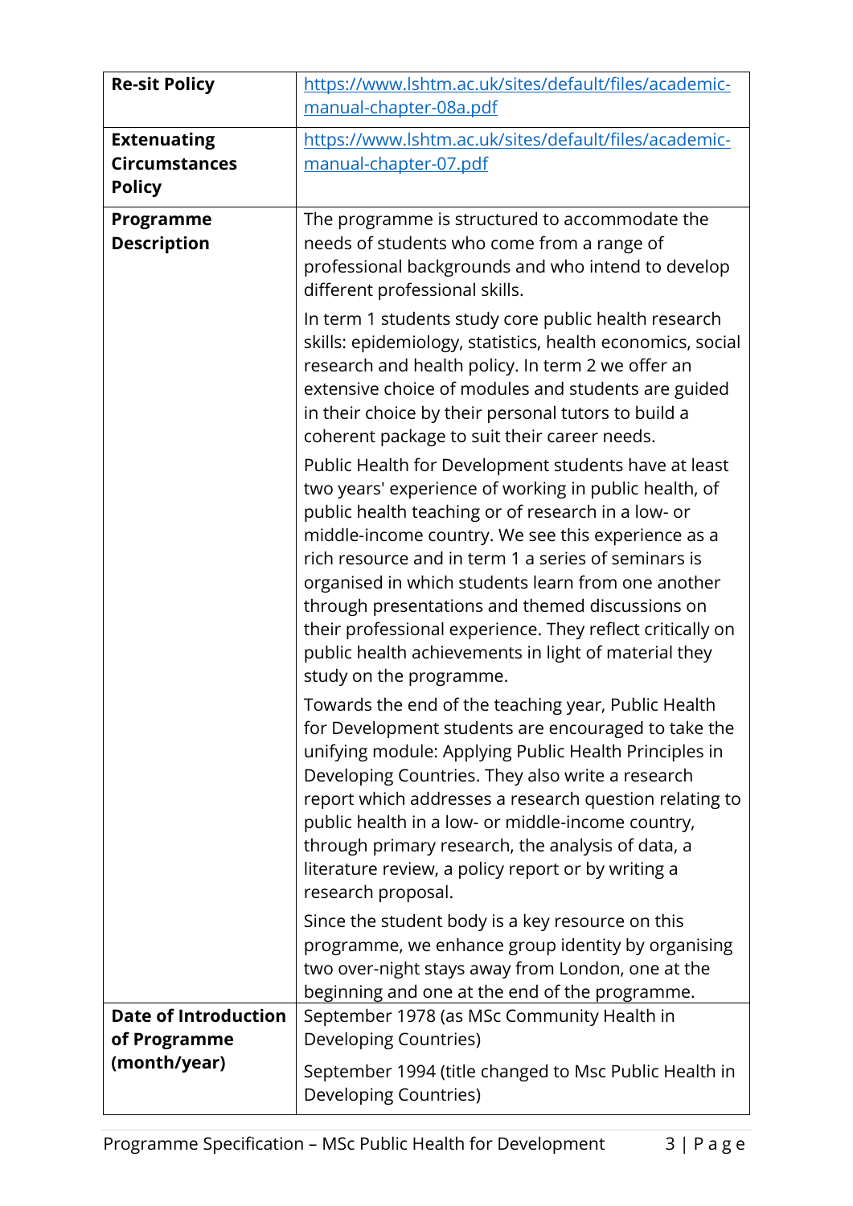| | |
|---|---|
| **Re-sit Policy** | https://www.lshtm.ac.uk/sites/default/files/academic-manual-chapter-08a.pdf |
| **Extenuating Circumstances Policy** | https://www.lshtm.ac.uk/sites/default/files/academic-manual-chapter-07.pdf |
| **Programme Description** | The programme is structured to accommodate the needs of students who come from a range of professional backgrounds and who intend to develop different professional skills.<br><br>In term 1 students study core public health research skills: epidemiology, statistics, health economics, social research and health policy. In term 2 we offer an extensive choice of modules and students are guided in their choice by their personal tutors to build a coherent package to suit their career needs.<br><br>Public Health for Development students have at least two years' experience of working in public health, of public health teaching or of research in a low- or middle-income country. We see this experience as a rich resource and in term 1 a series of seminars is organised in which students learn from one another through presentations and themed discussions on their professional experience. They reflect critically on public health achievements in light of material they study on the programme.<br><br>Towards the end of the teaching year, Public Health for Development students are encouraged to take the unifying module: Applying Public Health Principles in Developing Countries. They also write a research report which addresses a research question relating to public health in a low- or middle-income country, through primary research, the analysis of data, a literature review, a policy report or by writing a research proposal.<br><br>Since the student body is a key resource on this programme, we enhance group identity by organising two over-night stays away from London, one at the beginning and one at the end of the programme. |
| **Date of Introduction of Programme (month/year)** | September 1978 (as MSc Community Health in Developing Countries)<br><br>September 1994 (title changed to Msc Public Health in Developing Countries) |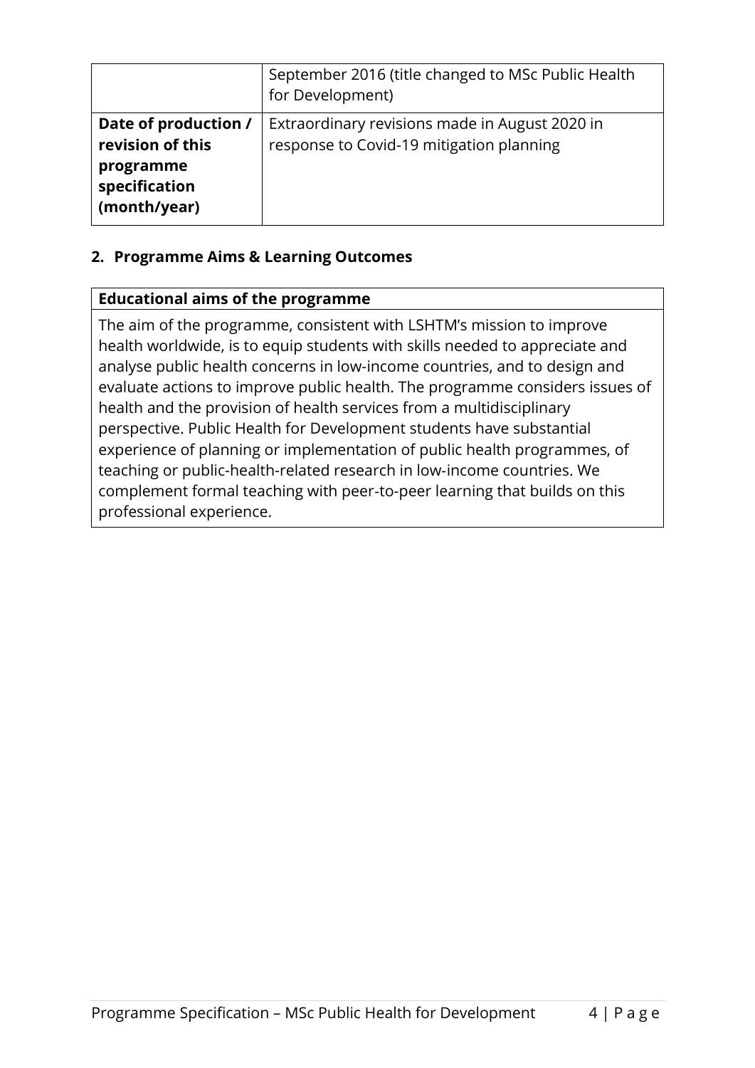| | |
|---|---|
| | September 2016 (title changed to MSc Public Health for Development) |
| **Date of production / revision of this programme specification (month/year)** | Extraordinary revisions made in August 2020 in response to Covid-19 mitigation planning |

## 2. Programme Aims & Learning Outcomes

| **Educational aims of the programme** |
|---|
| The aim of the programme, consistent with LSHTM's mission to improve health worldwide, is to equip students with skills needed to appreciate and analyse public health concerns in low-income countries, and to design and evaluate actions to improve public health. The programme considers issues of health and the provision of health services from a multidisciplinary perspective. Public Health for Development students have substantial experience of planning or implementation of public health programmes, of teaching or public-health-related research in low-income countries. We complement formal teaching with peer-to-peer learning that builds on this professional experience. |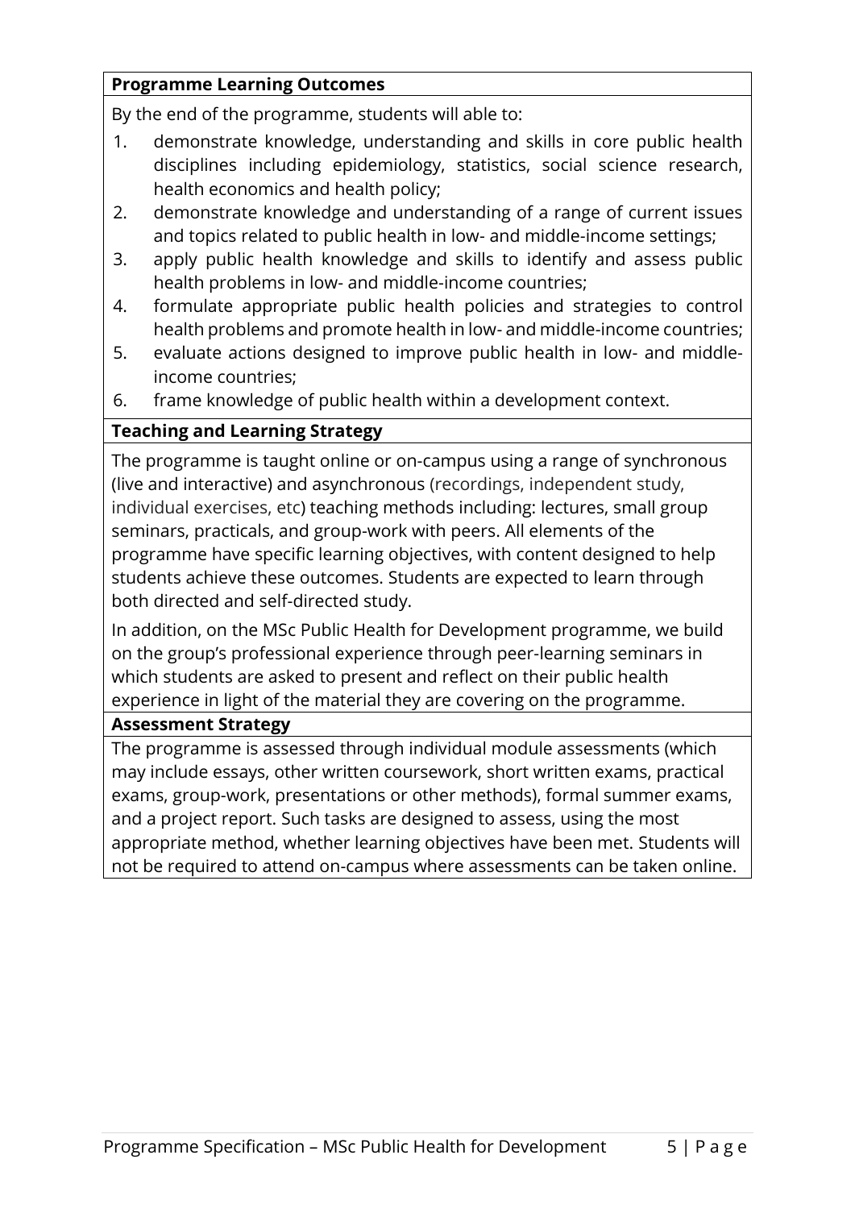**Programme Learning Outcomes**

By the end of the programme, students will able to:

1. demonstrate knowledge, understanding and skills in core public health disciplines including epidemiology, statistics, social science research, health economics and health policy;
2. demonstrate knowledge and understanding of a range of current issues and topics related to public health in low- and middle-income settings;
3. apply public health knowledge and skills to identify and assess public health problems in low- and middle-income countries;
4. formulate appropriate public health policies and strategies to control health problems and promote health in low- and middle-income countries;
5. evaluate actions designed to improve public health in low- and middle-income countries;
6. frame knowledge of public health within a development context.

**Teaching and Learning Strategy**

The programme is taught online or on-campus using a range of synchronous (live and interactive) and asynchronous (recordings, independent study, individual exercises, etc) teaching methods including: lectures, small group seminars, practicals, and group-work with peers. All elements of the programme have specific learning objectives, with content designed to help students achieve these outcomes. Students are expected to learn through both directed and self-directed study.

In addition, on the MSc Public Health for Development programme, we build on the group's professional experience through peer-learning seminars in which students are asked to present and reflect on their public health experience in light of the material they are covering on the programme.

**Assessment Strategy**

The programme is assessed through individual module assessments (which may include essays, other written coursework, short written exams, practical exams, group-work, presentations or other methods), formal summer exams, and a project report. Such tasks are designed to assess, using the most appropriate method, whether learning objectives have been met. Students will not be required to attend on-campus where assessments can be taken online.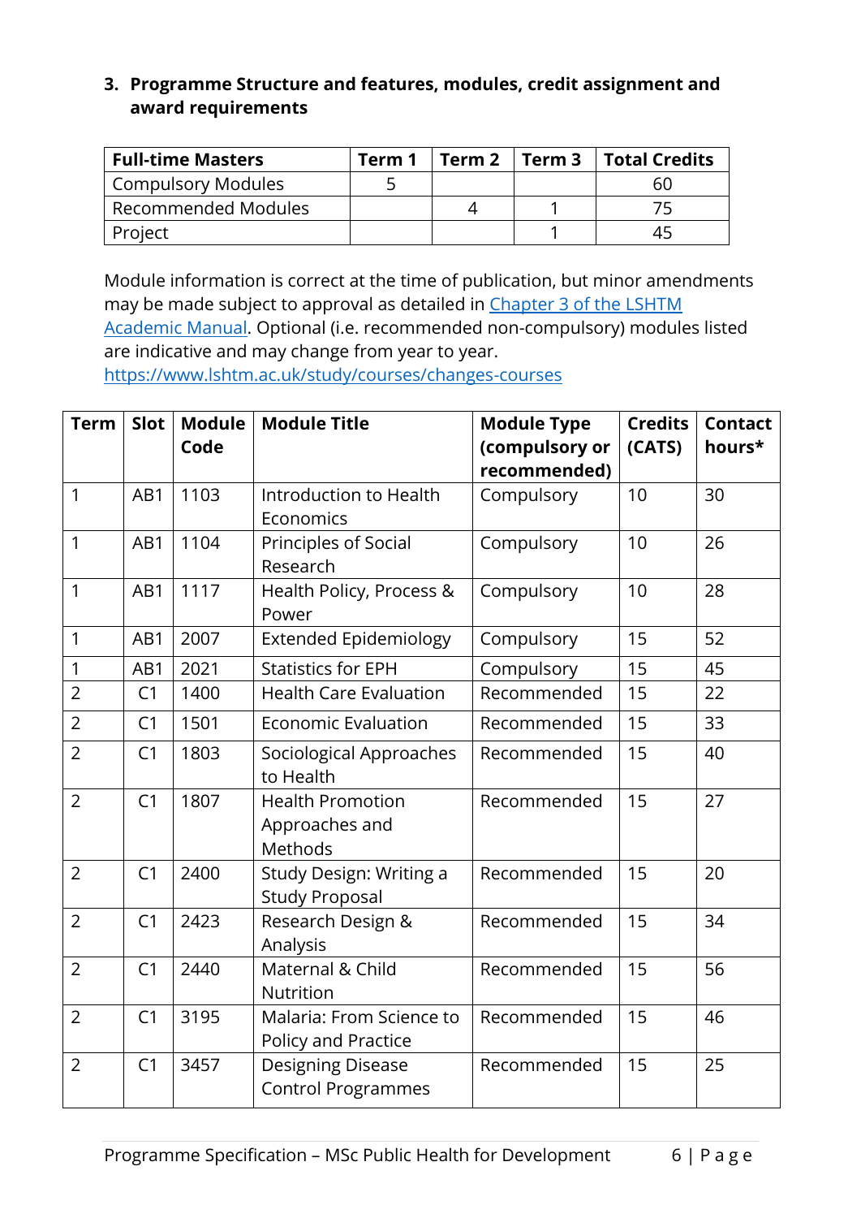### 3. Programme Structure and features, modules, credit assignment and award requirements

| Full-time Masters | Term 1 | Term 2 | Term 3 | Total Credits |
|---|---|---|---|---|
| Compulsory Modules | 5 | | | 60 |
| Recommended Modules | | 4 | 1 | 75 |
| Project | | | 1 | 45 |

Module information is correct at the time of publication, but minor amendments may be made subject to approval as detailed in [Chapter 3 of the LSHTM Academic Manual](). Optional (i.e. recommended non-compulsory) modules listed are indicative and may change from year to year. https://www.lshtm.ac.uk/study/courses/changes-courses

| Term | Slot | Module Code | Module Title | Module Type (compulsory or recommended) | Credits (CATS) | Contact hours* |
|---|---|---|---|---|---|---|
| 1 | AB1 | 1103 | Introduction to Health Economics | Compulsory | 10 | 30 |
| 1 | AB1 | 1104 | Principles of Social Research | Compulsory | 10 | 26 |
| 1 | AB1 | 1117 | Health Policy, Process & Power | Compulsory | 10 | 28 |
| 1 | AB1 | 2007 | Extended Epidemiology | Compulsory | 15 | 52 |
| 1 | AB1 | 2021 | Statistics for EPH | Compulsory | 15 | 45 |
| 2 | C1 | 1400 | Health Care Evaluation | Recommended | 15 | 22 |
| 2 | C1 | 1501 | Economic Evaluation | Recommended | 15 | 33 |
| 2 | C1 | 1803 | Sociological Approaches to Health | Recommended | 15 | 40 |
| 2 | C1 | 1807 | Health Promotion Approaches and Methods | Recommended | 15 | 27 |
| 2 | C1 | 2400 | Study Design: Writing a Study Proposal | Recommended | 15 | 20 |
| 2 | C1 | 2423 | Research Design & Analysis | Recommended | 15 | 34 |
| 2 | C1 | 2440 | Maternal & Child Nutrition | Recommended | 15 | 56 |
| 2 | C1 | 3195 | Malaria: From Science to Policy and Practice | Recommended | 15 | 46 |
| 2 | C1 | 3457 | Designing Disease Control Programmes | Recommended | 15 | 25 |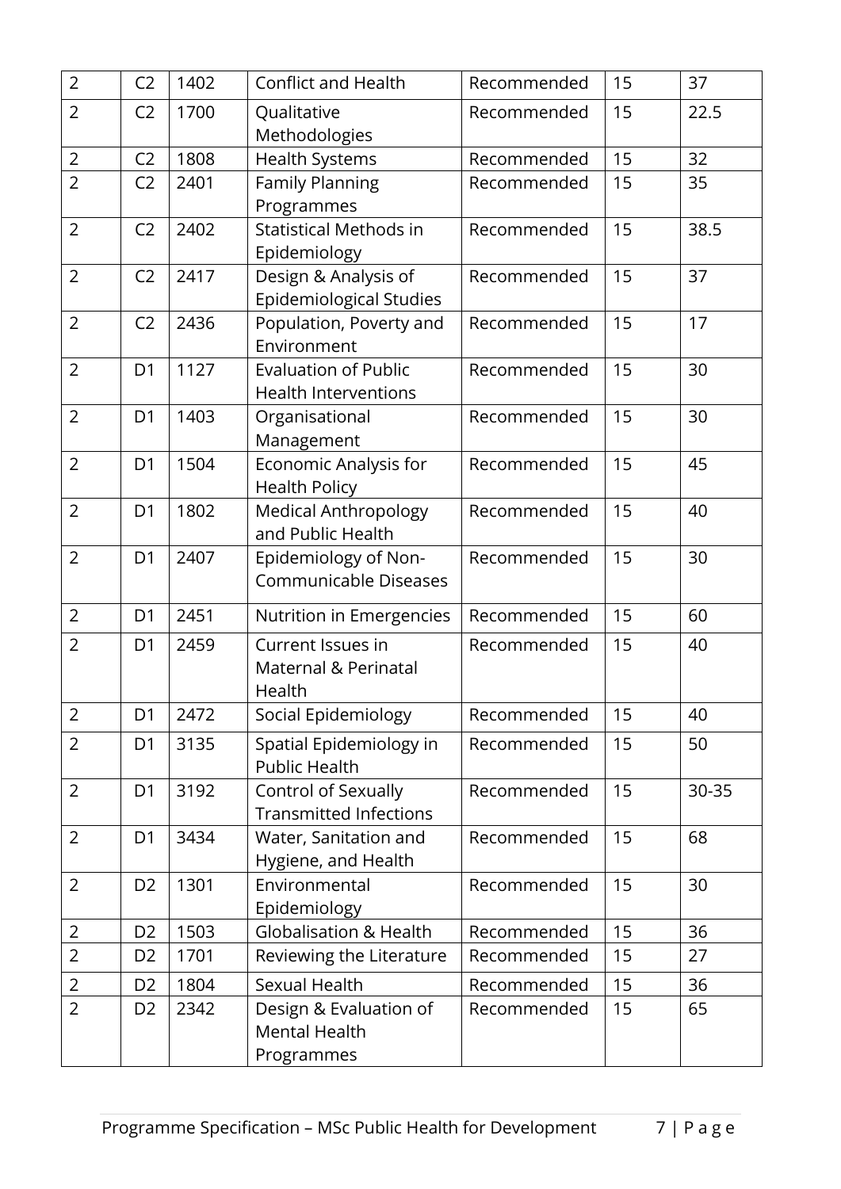| 2 | C2 | 1402 | Conflict and Health | Recommended | 15 | 37 |
|---|---|---|---|---|---|---|
| 2 | C2 | 1700 | Qualitative Methodologies | Recommended | 15 | 22.5 |
| 2 | C2 | 1808 | Health Systems | Recommended | 15 | 32 |
| 2 | C2 | 2401 | Family Planning Programmes | Recommended | 15 | 35 |
| 2 | C2 | 2402 | Statistical Methods in Epidemiology | Recommended | 15 | 38.5 |
| 2 | C2 | 2417 | Design & Analysis of Epidemiological Studies | Recommended | 15 | 37 |
| 2 | C2 | 2436 | Population, Poverty and Environment | Recommended | 15 | 17 |
| 2 | D1 | 1127 | Evaluation of Public Health Interventions | Recommended | 15 | 30 |
| 2 | D1 | 1403 | Organisational Management | Recommended | 15 | 30 |
| 2 | D1 | 1504 | Economic Analysis for Health Policy | Recommended | 15 | 45 |
| 2 | D1 | 1802 | Medical Anthropology and Public Health | Recommended | 15 | 40 |
| 2 | D1 | 2407 | Epidemiology of Non-Communicable Diseases | Recommended | 15 | 30 |
| 2 | D1 | 2451 | Nutrition in Emergencies | Recommended | 15 | 60 |
| 2 | D1 | 2459 | Current Issues in Maternal & Perinatal Health | Recommended | 15 | 40 |
| 2 | D1 | 2472 | Social Epidemiology | Recommended | 15 | 40 |
| 2 | D1 | 3135 | Spatial Epidemiology in Public Health | Recommended | 15 | 50 |
| 2 | D1 | 3192 | Control of Sexually Transmitted Infections | Recommended | 15 | 30-35 |
| 2 | D1 | 3434 | Water, Sanitation and Hygiene, and Health | Recommended | 15 | 68 |
| 2 | D2 | 1301 | Environmental Epidemiology | Recommended | 15 | 30 |
| 2 | D2 | 1503 | Globalisation & Health | Recommended | 15 | 36 |
| 2 | D2 | 1701 | Reviewing the Literature | Recommended | 15 | 27 |
| 2 | D2 | 1804 | Sexual Health | Recommended | 15 | 36 |
| 2 | D2 | 2342 | Design & Evaluation of Mental Health Programmes | Recommended | 15 | 65 |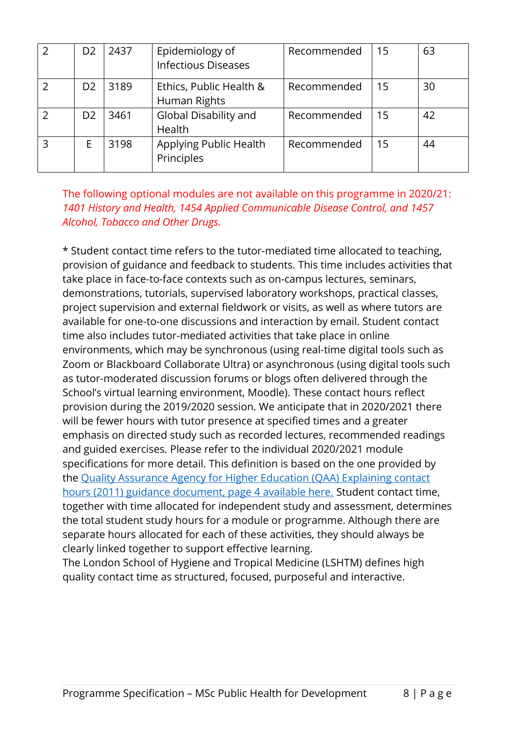| 2 | D2 | 2437 | Epidemiology of Infectious Diseases | Recommended | 15 | 63 |
|---|---|---|---|---|---|---|
| 2 | D2 | 3189 | Ethics, Public Health & Human Rights | Recommended | 15 | 30 |
| 2 | D2 | 3461 | Global Disability and Health | Recommended | 15 | 42 |
| 3 | E | 3198 | Applying Public Health Principles | Recommended | 15 | 44 |

The following optional modules are not available on this programme in 2020/21: *1401 History and Health, 1454 Applied Communicable Disease Control, and 1457 Alcohol, Tobacco and Other Drugs.*

* Student contact time refers to the tutor-mediated time allocated to teaching, provision of guidance and feedback to students. This time includes activities that take place in face-to-face contexts such as on-campus lectures, seminars, demonstrations, tutorials, supervised laboratory workshops, practical classes, project supervision and external fieldwork or visits, as well as where tutors are available for one-to-one discussions and interaction by email. Student contact time also includes tutor-mediated activities that take place in online environments, which may be synchronous (using real-time digital tools such as Zoom or Blackboard Collaborate Ultra) or asynchronous (using digital tools such as tutor-moderated discussion forums or blogs often delivered through the School's virtual learning environment, Moodle). These contact hours reflect provision during the 2019/2020 session. We anticipate that in 2020/2021 there will be fewer hours with tutor presence at specified times and a greater emphasis on directed study such as recorded lectures, recommended readings and guided exercises. Please refer to the individual 2020/2021 module specifications for more detail. This definition is based on the one provided by the Quality Assurance Agency for Higher Education (QAA) Explaining contact hours (2011) guidance document, page 4 available here. Student contact time, together with time allocated for independent study and assessment, determines the total student study hours for a module or programme. Although there are separate hours allocated for each of these activities, they should always be clearly linked together to support effective learning.
The London School of Hygiene and Tropical Medicine (LSHTM) defines high quality contact time as structured, focused, purposeful and interactive.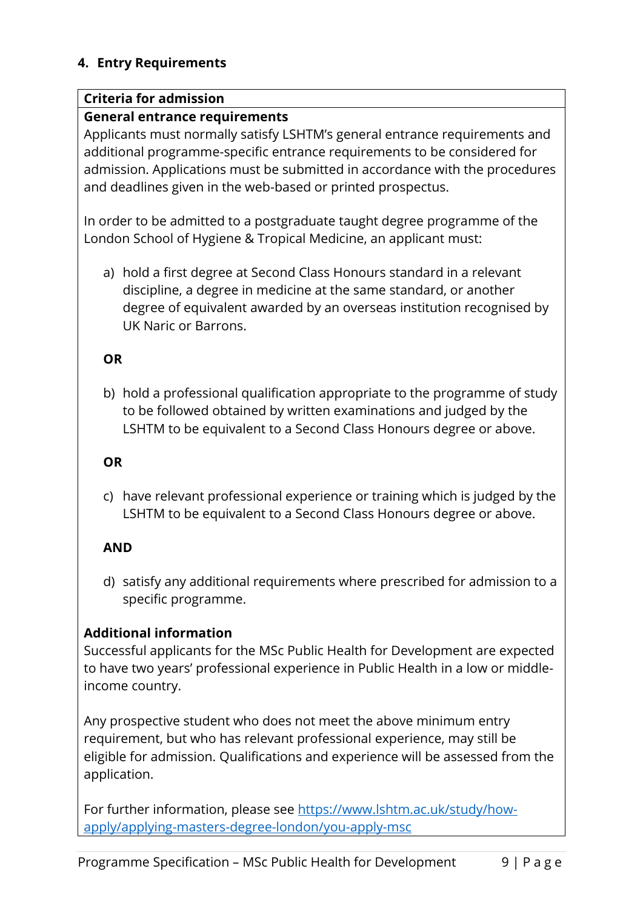## 4. Entry Requirements

**Criteria for admission**

**General entrance requirements**

Applicants must normally satisfy LSHTM's general entrance requirements and additional programme-specific entrance requirements to be considered for admission. Applications must be submitted in accordance with the procedures and deadlines given in the web-based or printed prospectus.

In order to be admitted to a postgraduate taught degree programme of the London School of Hygiene & Tropical Medicine, an applicant must:

a) hold a first degree at Second Class Honours standard in a relevant discipline, a degree in medicine at the same standard, or another degree of equivalent awarded by an overseas institution recognised by UK Naric or Barrons.

**OR**

b) hold a professional qualification appropriate to the programme of study to be followed obtained by written examinations and judged by the LSHTM to be equivalent to a Second Class Honours degree or above.

**OR**

c) have relevant professional experience or training which is judged by the LSHTM to be equivalent to a Second Class Honours degree or above.

**AND**

d) satisfy any additional requirements where prescribed for admission to a specific programme.

**Additional information**

Successful applicants for the MSc Public Health for Development are expected to have two years' professional experience in Public Health in a low or middle-income country.

Any prospective student who does not meet the above minimum entry requirement, but who has relevant professional experience, may still be eligible for admission. Qualifications and experience will be assessed from the application.

For further information, please see [https://www.lshtm.ac.uk/study/how-apply/applying-masters-degree-london/you-apply-msc](https://www.lshtm.ac.uk/study/how-apply/applying-masters-degree-london/you-apply-msc)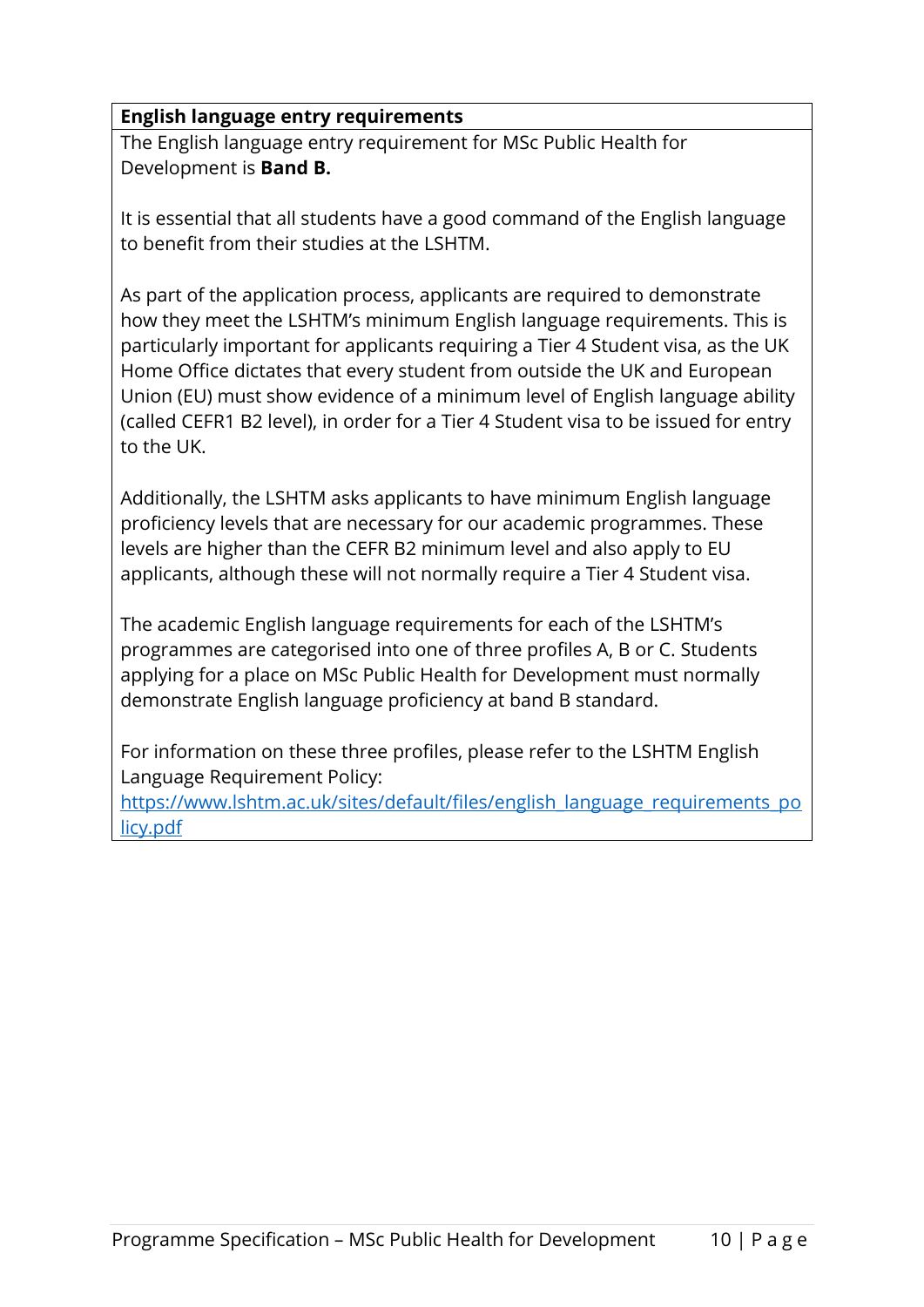| **English language entry requirements** |
| --- |
| The English language entry requirement for MSc Public Health for Development is **Band B.**<br><br>It is essential that all students have a good command of the English language to benefit from their studies at the LSHTM.<br><br>As part of the application process, applicants are required to demonstrate how they meet the LSHTM's minimum English language requirements. This is particularly important for applicants requiring a Tier 4 Student visa, as the UK Home Office dictates that every student from outside the UK and European Union (EU) must show evidence of a minimum level of English language ability (called CEFR1 B2 level), in order for a Tier 4 Student visa to be issued for entry to the UK.<br><br>Additionally, the LSHTM asks applicants to have minimum English language proficiency levels that are necessary for our academic programmes. These levels are higher than the CEFR B2 minimum level and also apply to EU applicants, although these will not normally require a Tier 4 Student visa.<br><br>The academic English language requirements for each of the LSHTM's programmes are categorised into one of three profiles A, B or C. Students applying for a place on MSc Public Health for Development must normally demonstrate English language proficiency at band B standard.<br><br>For information on these three profiles, please refer to the LSHTM English Language Requirement Policy:<br>https://www.lshtm.ac.uk/sites/default/files/english_language_requirements_policy.pdf |